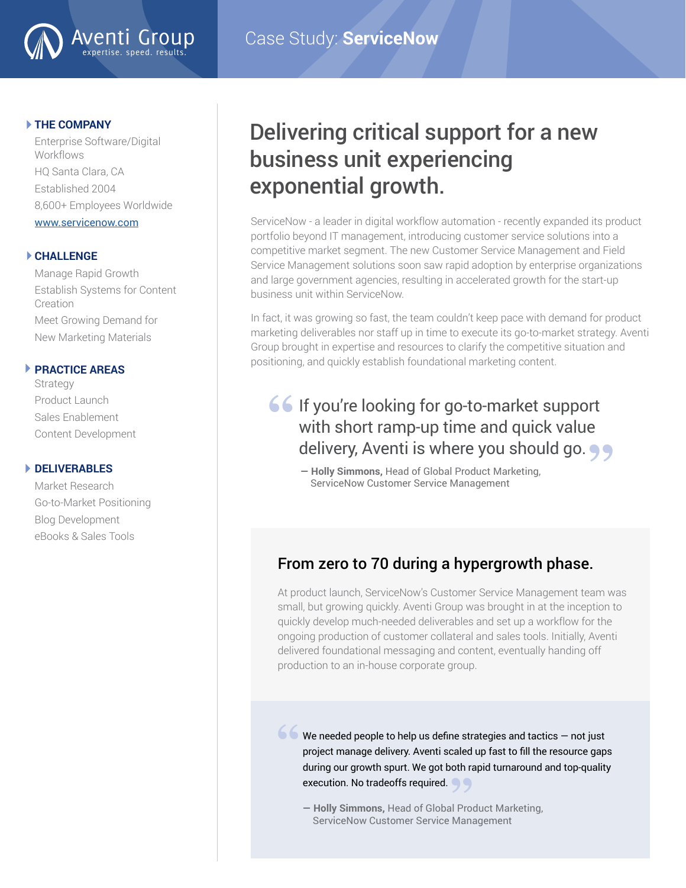Aventi Group
expertise. speed. results.

Case Study: **ServiceNow**

### THE COMPANY

Enterprise Software/Digital Workflows

HQ Santa Clara, CA

Established 2004

8,600+ Employees Worldwide

www.servicenow.com

### CHALLENGE

Manage Rapid Growth

Establish Systems for Content Creation

Meet Growing Demand for New Marketing Materials

### PRACTICE AREAS

Strategy

Product Launch

Sales Enablement

Content Development

### DELIVERABLES

Market Research

Go-to-Market Positioning

Blog Development

eBooks & Sales Tools

# Delivering critical support for a new business unit experiencing exponential growth.

ServiceNow - a leader in digital workflow automation - recently expanded its product portfolio beyond IT management, introducing customer service solutions into a competitive market segment. The new Customer Service Management and Field Service Management solutions soon saw rapid adoption by enterprise organizations and large government agencies, resulting in accelerated growth for the start-up business unit within ServiceNow.

In fact, it was growing so fast, the team couldn't keep pace with demand for product marketing deliverables nor staff up in time to execute its go-to-market strategy. Aventi Group brought in expertise and resources to clarify the competitive situation and positioning, and quickly establish foundational marketing content.

> "If you're looking for go-to-market support with short ramp-up time and quick value delivery, Aventi is where you should go."
>
> — **Holly Simmons,** Head of Global Product Marketing, ServiceNow Customer Service Management

## From zero to 70 during a hypergrowth phase.

At product launch, ServiceNow's Customer Service Management team was small, but growing quickly. Aventi Group was brought in at the inception to quickly develop much-needed deliverables and set up a workflow for the ongoing production of customer collateral and sales tools. Initially, Aventi delivered foundational messaging and content, eventually handing off production to an in-house corporate group.

> "We needed people to help us define strategies and tactics — not just project manage delivery. Aventi scaled up fast to fill the resource gaps during our growth spurt. We got both rapid turnaround and top-quality execution. No tradeoffs required."
>
> — **Holly Simmons,** Head of Global Product Marketing, ServiceNow Customer Service Management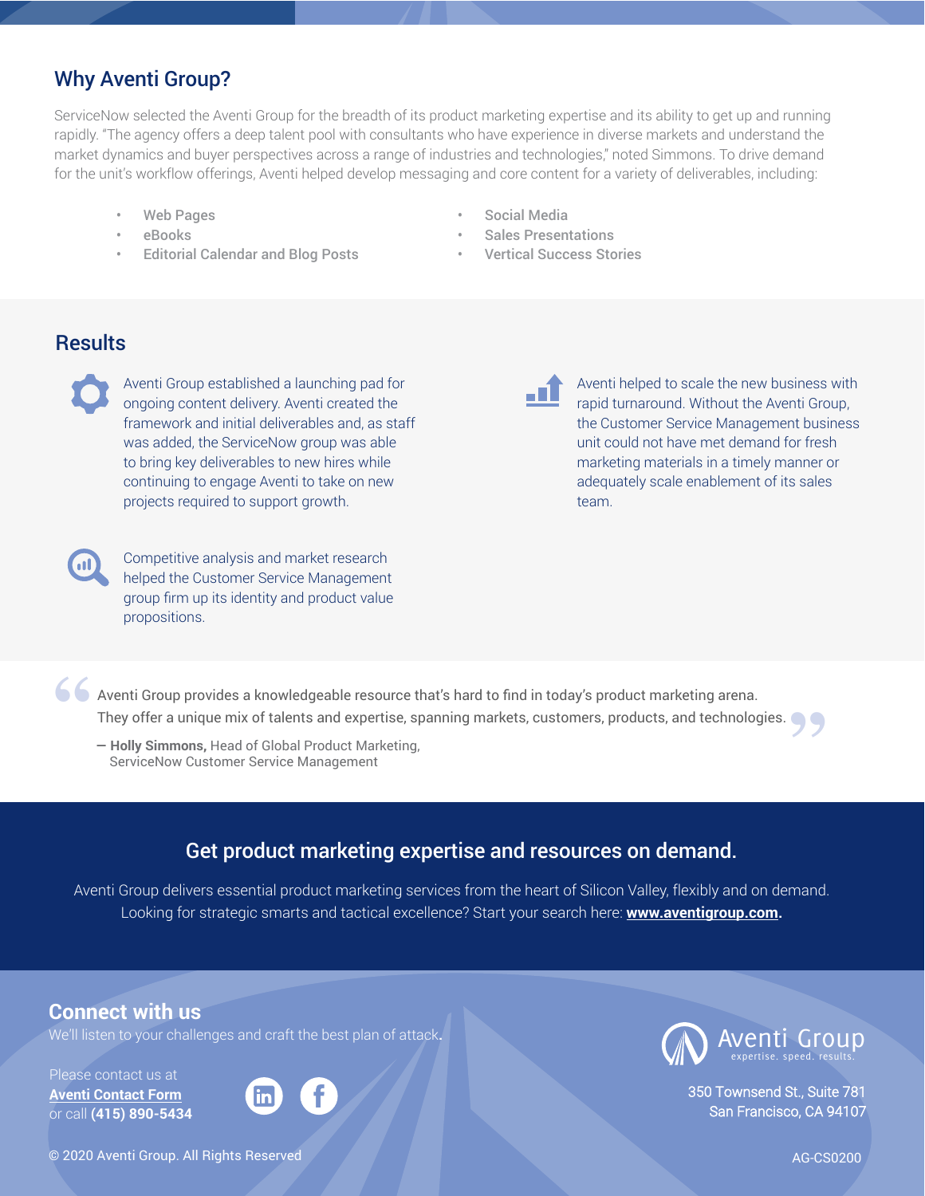## Why Aventi Group?

ServiceNow selected the Aventi Group for the breadth of its product marketing expertise and its ability to get up and running rapidly. "The agency offers a deep talent pool with consultants who have experience in diverse markets and understand the market dynamics and buyer perspectives across a range of industries and technologies," noted Simmons. To drive demand for the unit's workflow offerings, Aventi helped develop messaging and core content for a variety of deliverables, including:

- Web Pages
- eBooks
- Editorial Calendar and Blog Posts
- Social Media
- Sales Presentations
- Vertical Success Stories

## Results

Aventi Group established a launching pad for ongoing content delivery. Aventi created the framework and initial deliverables and, as staff was added, the ServiceNow group was able to bring key deliverables to new hires while continuing to engage Aventi to take on new projects required to support growth.

Aventi helped to scale the new business with rapid turnaround. Without the Aventi Group, the Customer Service Management business unit could not have met demand for fresh marketing materials in a timely manner or adequately scale enablement of its sales team.

Competitive analysis and market research helped the Customer Service Management group firm up its identity and product value propositions.

> Aventi Group provides a knowledgeable resource that's hard to find in today's product marketing arena. They offer a unique mix of talents and expertise, spanning markets, customers, products, and technologies.
>
> — **Holly Simmons,** Head of Global Product Marketing, ServiceNow Customer Service Management

## Get product marketing expertise and resources on demand.

Aventi Group delivers essential product marketing services from the heart of Silicon Valley, flexibly and on demand. Looking for strategic smarts and tactical excellence? Start your search here: **www.aventigroup.com**.

## Connect with us

We'll listen to your challenges and craft the best plan of attack.

Please contact us at
**Aventi Contact Form**
or call **(415) 890-5434**

Aventi Group
expertise. speed. results.

350 Townsend St., Suite 781
San Francisco, CA 94107

© 2020 Aventi Group. All Rights Reserved

AG-CS0200